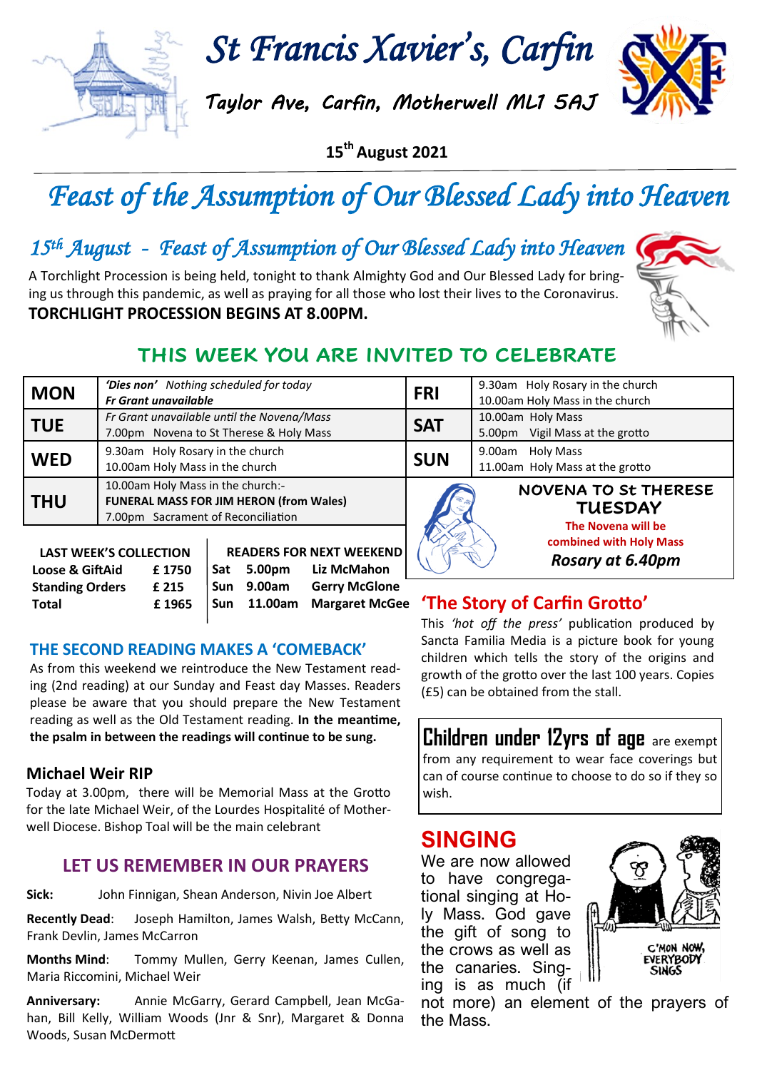# St Francis Xavier's, Carfin

Taylor Ave, Carfin, Motherwell ML1 5AJ

**15th August 2021**

# Feast of the Assumption of Our Blessed Lady into Heaven

## 15th August - Feast of Assumption of Our Blessed Lady into Heaven

A Torchlight Procession is being held, tonight to thank Almighty God and Our Blessed Lady for bringing us through this pandemic, as well as praying for all those who lost their lives to the Coronavirus.

**TORCHLIGHT PROCESSION BEGINS AT 8.00PM.**

## THIS WEEK YOU ARE INVITED TO CELEBRATE

| Day | | Day | |
|---|---|---|---|
| **MON** | *'Dies non' Nothing scheduled for today* ***Fr Grant unavailable*** | **FRI** | 9.30am Holy Rosary in the church<br>10.00am Holy Mass in the church |
| **TUE** | *Fr Grant unavailable until the Novena/Mass*<br>7.00pm Novena to St Therese & Holy Mass | **SAT** | 10.00am Holy Mass<br>5.00pm Vigil Mass at the grotto |
| **WED** | 9.30am Holy Rosary in the church<br>10.00am Holy Mass in the church | **SUN** | 9.00am Holy Mass<br>11.00am Holy Mass at the grotto |
| **THU** | 10.00am Holy Mass in the church:-<br>**FUNERAL MASS FOR JIM HERON (from Wales)**<br>7.00pm Sacrament of Reconciliation | | |

**NOVENA TO St THERESE TUESDAY**

**The Novena will be combined with Holy Mass**

***Rosary at 6.40pm***

| LAST WEEK'S COLLECTION | |
|---|---|
| **Loose & GiftAid** | **£ 1750** |
| **Standing Orders** | **£ 215** |
| **Total** | **£ 1965** |

| READERS FOR NEXT WEEKEND | | |
|---|---|---|
| **Sat** | **5.00pm** | **Liz McMahon** |
| **Sun** | **9.00am** | **Gerry McGlone** |
| **Sun** | **11.00am** | **Margaret McGee** |

### THE SECOND READING MAKES A 'COMEBACK'

As from this weekend we reintroduce the New Testament reading (2nd reading) at our Sunday and Feast day Masses. Readers please be aware that you should prepare the New Testament reading as well as the Old Testament reading. **In the meantime, the psalm in between the readings will continue to be sung.**

### Michael Weir RIP

Today at 3.00pm, there will be Memorial Mass at the Grotto for the late Michael Weir, of the Lourdes Hospitalité of Motherwell Diocese. Bishop Toal will be the main celebrant

### LET US REMEMBER IN OUR PRAYERS

**Sick:** John Finnigan, Shean Anderson, Nivin Joe Albert

**Recently Dead**: Joseph Hamilton, James Walsh, Betty McCann, Frank Devlin, James McCarron

**Months Mind**: Tommy Mullen, Gerry Keenan, James Cullen, Maria Riccomini, Michael Weir

**Anniversary:** Annie McGarry, Gerard Campbell, Jean McGahan, Bill Kelly, William Woods (Jnr & Snr), Margaret & Donna Woods, Susan McDermott

### 'The Story of Carfin Grotto'

This *'hot off the press'* publication produced by Sancta Familia Media is a picture book for young children which tells the story of the origins and growth of the grotto over the last 100 years. Copies (£5) can be obtained from the stall.

**Children under 12yrs of age** are exempt from any requirement to wear face coverings but can of course continue to choose to do so if they so wish.

### SINGING

We are now allowed to have congregational singing at Holy Mass. God gave the gift of song to the crows as well as the canaries. Singing is as much (if not more) an element of the prayers of the Mass.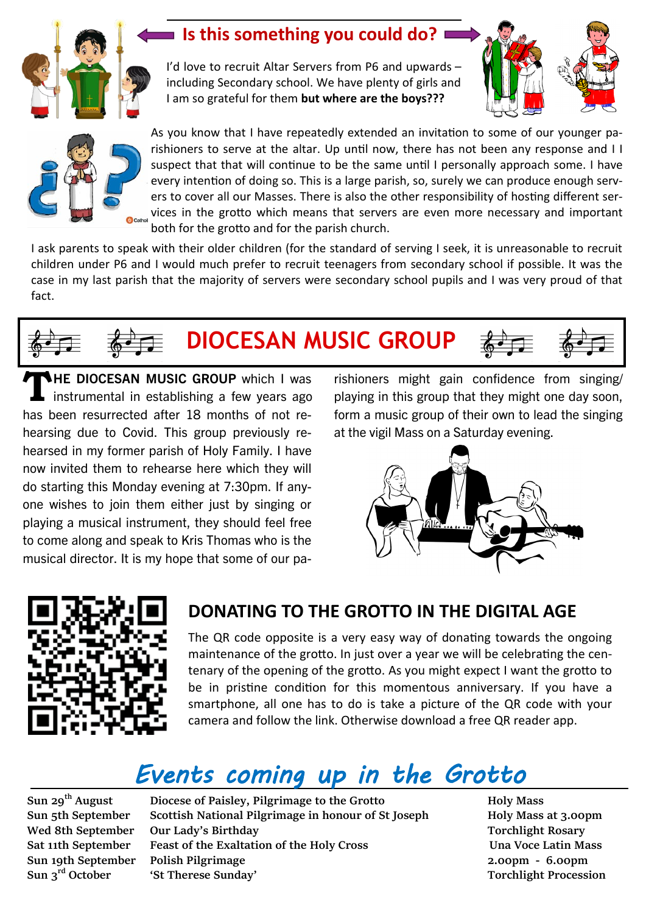## Is this something you could do?

I'd love to recruit Altar Servers from P6 and upwards – including Secondary school. We have plenty of girls and I am so grateful for them **but where are the boys???**

As you know that I have repeatedly extended an invitation to some of our younger parishioners to serve at the altar. Up until now, there has not been any response and I I suspect that that will continue to be the same until I personally approach some. I have every intention of doing so. This is a large parish, so, surely we can produce enough servers to cover all our Masses. There is also the other responsibility of hosting different services in the grotto which means that servers are even more necessary and important both for the grotto and for the parish church.

I ask parents to speak with their older children (for the standard of serving I seek, it is unreasonable to recruit children under P6 and I would much prefer to recruit teenagers from secondary school if possible. It was the case in my last parish that the majority of servers were secondary school pupils and I was very proud of that fact.

## DIOCESAN MUSIC GROUP

**THE DIOCESAN MUSIC GROUP** which I was instrumental in establishing a few years ago has been resurrected after 18 months of not rehearsing due to Covid. This group previously rehearsed in my former parish of Holy Family. I have now invited them to rehearse here which they will do starting this Monday evening at 7:30pm. If anyone wishes to join them either just by singing or playing a musical instrument, they should feel free to come along and speak to Kris Thomas who is the musical director. It is my hope that some of our parishioners might gain confidence from singing/playing in this group that they might one day soon, form a music group of their own to lead the singing at the vigil Mass on a Saturday evening.

## DONATING TO THE GROTTO IN THE DIGITAL AGE

The QR code opposite is a very easy way of donating towards the ongoing maintenance of the grotto. In just over a year we will be celebrating the centenary of the opening of the grotto. As you might expect I want the grotto to be in pristine condition for this momentous anniversary. If you have a smartphone, all one has to do is take a picture of the QR code with your camera and follow the link. Otherwise download a free QR reader app.

## *Events coming up in the Grotto*

| | | |
|---|---|---|
| Sun 29th August | Diocese of Paisley, Pilgrimage to the Grotto | Holy Mass |
| Sun 5th September | Scottish National Pilgrimage in honour of St Joseph | Holy Mass at 3.00pm |
| Wed 8th September | Our Lady's Birthday | Torchlight Rosary |
| Sat 11th September | Feast of the Exaltation of the Holy Cross | Una Voce Latin Mass |
| Sun 19th September | Polish Pilgrimage | 2.00pm - 6.00pm |
| Sun 3rd October | 'St Therese Sunday' | Torchlight Procession |